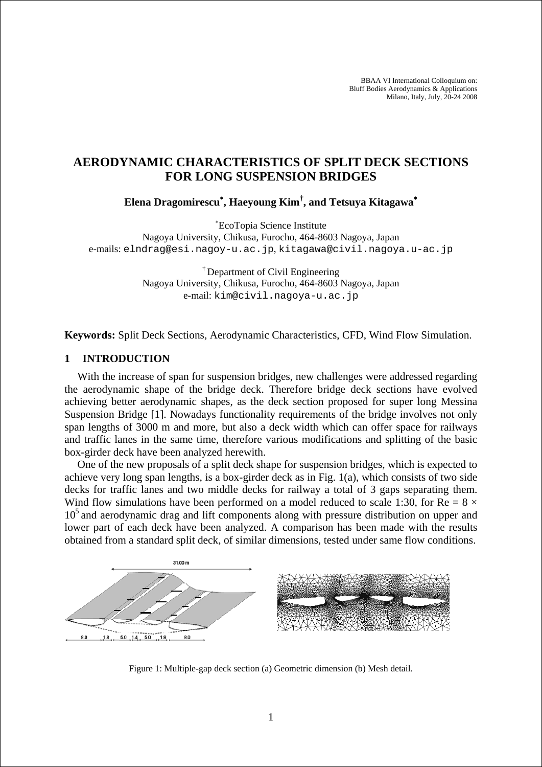BBAA VI International Colloquium on:
Bluff Bodies Aerodynamics & Applications
Milano, Italy, July, 20-24 2008

# AERODYNAMIC CHARACTERISTICS OF SPLIT DECK SECTIONS FOR LONG SUSPENSION BRIDGES

**Elena Dragomirescu[*], Haeyoung Kim[†], and Tetsuya Kitagawa[*]**

[*] EcoTopia Science Institute
Nagoya University, Chikusa, Furocho, 464-8603 Nagoya, Japan
e-mails: elndrag@esi.nagoy-u.ac.jp, kitagawa@civil.nagoya.u-ac.jp

[†] Department of Civil Engineering
Nagoya University, Chikusa, Furocho, 464-8603 Nagoya, Japan
e-mail: kim@civil.nagoya-u.ac.jp

**Keywords:** Split Deck Sections, Aerodynamic Characteristics, CFD, Wind Flow Simulation.

## 1 INTRODUCTION

With the increase of span for suspension bridges, new challenges were addressed regarding the aerodynamic shape of the bridge deck. Therefore bridge deck sections have evolved achieving better aerodynamic shapes, as the deck section proposed for super long Messina Suspension Bridge [1]. Nowadays functionality requirements of the bridge involves not only span lengths of 3000 m and more, but also a deck width which can offer space for railways and traffic lanes in the same time, therefore various modifications and splitting of the basic box-girder deck have been analyzed herewith.

One of the new proposals of a split deck shape for suspension bridges, which is expected to achieve very long span lengths, is a box-girder deck as in Fig. 1(a), which consists of two side decks for traffic lanes and two middle decks for railway a total of 3 gaps separating them. Wind flow simulations have been performed on a model reduced to scale 1:30, for Re = $8 \times 10^5$ and aerodynamic drag and lift components along with pressure distribution on upper and lower part of each deck have been analyzed. A comparison has been made with the results obtained from a standard split deck, of similar dimensions, tested under same flow conditions.

Figure 1: Multiple-gap deck section (a) Geometric dimension (b) Mesh detail.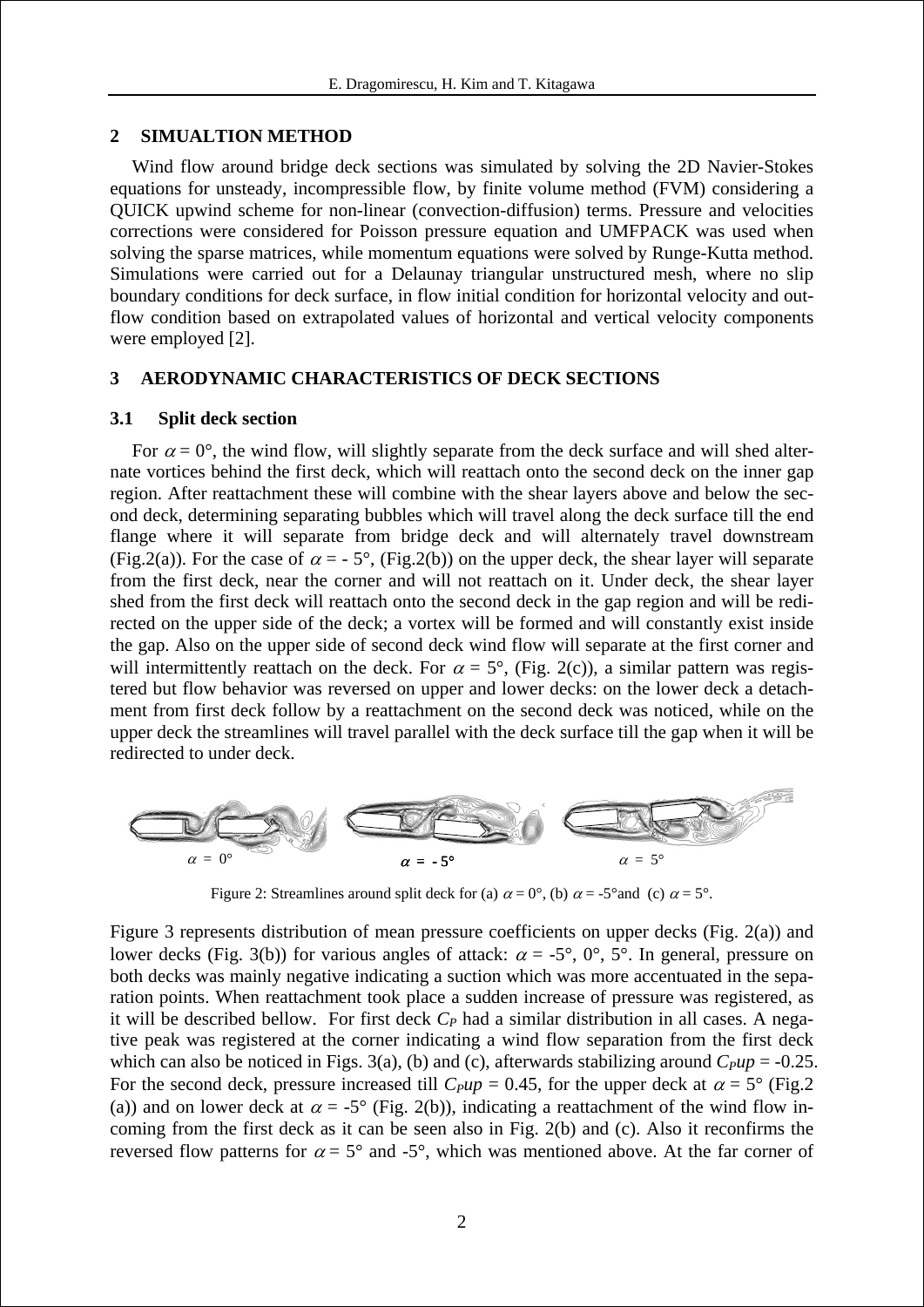## 2 SIMUALTION METHOD

Wind flow around bridge deck sections was simulated by solving the 2D Navier-Stokes equations for unsteady, incompressible flow, by finite volume method (FVM) considering a QUICK upwind scheme for non-linear (convection-diffusion) terms. Pressure and velocities corrections were considered for Poisson pressure equation and UMFPACK was used when solving the sparse matrices, while momentum equations were solved by Runge-Kutta method. Simulations were carried out for a Delaunay triangular unstructured mesh, where no slip boundary conditions for deck surface, in flow initial condition for horizontal velocity and out-flow condition based on extrapolated values of horizontal and vertical velocity components were employed [2].

## 3 AERODYNAMIC CHARACTERISTICS OF DECK SECTIONS

### 3.1 Split deck section

For $\alpha = 0°$, the wind flow, will slightly separate from the deck surface and will shed alternate vortices behind the first deck, which will reattach onto the second deck on the inner gap region. After reattachment these will combine with the shear layers above and below the second deck, determining separating bubbles which will travel along the deck surface till the end flange where it will separate from bridge deck and will alternately travel downstream (Fig.2(a)). For the case of $\alpha = -5°$, (Fig.2(b)) on the upper deck, the shear layer will separate from the first deck, near the corner and will not reattach on it. Under deck, the shear layer shed from the first deck will reattach onto the second deck in the gap region and will be redirected on the upper side of the deck; a vortex will be formed and will constantly exist inside the gap. Also on the upper side of second deck wind flow will separate at the first corner and will intermittently reattach on the deck. For $\alpha = 5°$, (Fig. 2(c)), a similar pattern was registered but flow behavior was reversed on upper and lower decks: on the lower deck a detachment from first deck follow by a reattachment on the second deck was noticed, while on the upper deck the streamlines will travel parallel with the deck surface till the gap when it will be redirected to under deck.

$\alpha = 0°$ $\alpha = -5°$ $\alpha = 5°$

Figure 2: Streamlines around split deck for (a) $\alpha = 0°$, (b) $\alpha = -5°$and (c) $\alpha = 5°$.

Figure 3 represents distribution of mean pressure coefficients on upper decks (Fig. 2(a)) and lower decks (Fig. 3(b)) for various angles of attack: $\alpha = -5°$, $0°$, $5°$. In general, pressure on both decks was mainly negative indicating a suction which was more accentuated in the separation points. When reattachment took place a sudden increase of pressure was registered, as it will be described bellow. For first deck $C_P$ had a similar distribution in all cases. A negative peak was registered at the corner indicating a wind flow separation from the first deck which can also be noticed in Figs. 3(a), (b) and (c), afterwards stabilizing around $C_P up = -0.25$. For the second deck, pressure increased till $C_P up = 0.45$, for the upper deck at $\alpha = 5°$ (Fig.2 (a)) and on lower deck at $\alpha = -5°$ (Fig. 2(b)), indicating a reattachment of the wind flow incoming from the first deck as it can be seen also in Fig. 2(b) and (c). Also it reconfirms the reversed flow patterns for $\alpha = 5°$ and $-5°$, which was mentioned above. At the far corner of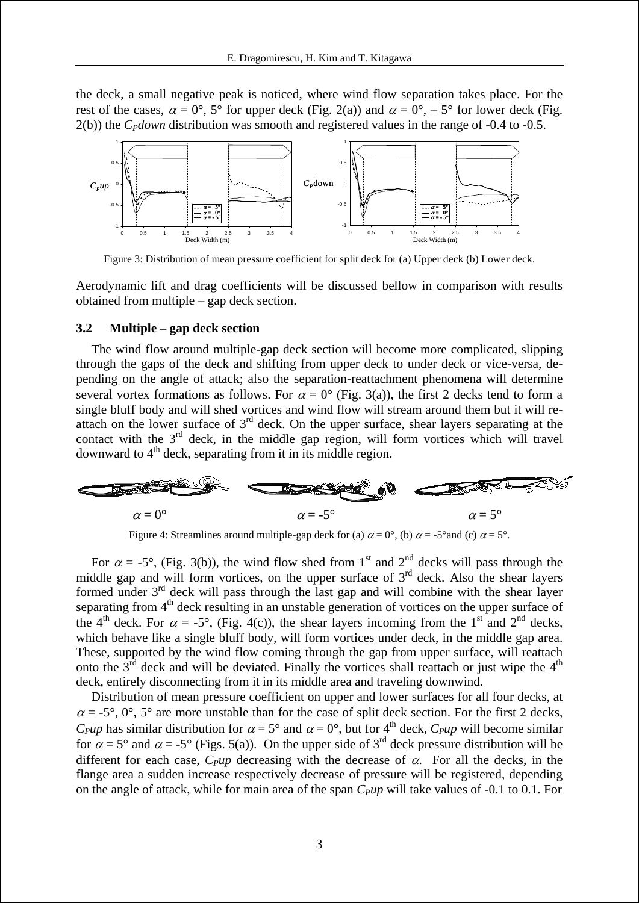the deck, a small negative peak is noticed, where wind flow separation takes place. For the rest of the cases, $\alpha = 0°$, $5°$ for upper deck (Fig. 2(a)) and $\alpha = 0°$, $-5°$ for lower deck (Fig. 2(b)) the $C_P down$ distribution was smooth and registered values in the range of -0.4 to -0.5.

Figure 3: Distribution of mean pressure coefficient for split deck for (a) Upper deck (b) Lower deck.

Aerodynamic lift and drag coefficients will be discussed bellow in comparison with results obtained from multiple – gap deck section.

### 3.2 Multiple – gap deck section

The wind flow around multiple-gap deck section will become more complicated, slipping through the gaps of the deck and shifting from upper deck to under deck or vice-versa, depending on the angle of attack; also the separation-reattachment phenomena will determine several vortex formations as follows. For $\alpha = 0°$ (Fig. 3(a)), the first 2 decks tend to form a single bluff body and will shed vortices and wind flow will stream around them but it will reattach on the lower surface of 3[rd] deck. On the upper surface, shear layers separating at the contact with the 3[rd] deck, in the middle gap region, will form vortices which will travel downward to 4[th] deck, separating from it in its middle region.

$\alpha = 0°$ $\alpha = -5°$ $\alpha = 5°$

Figure 4: Streamlines around multiple-gap deck for (a) $\alpha = 0°$, (b) $\alpha = -5°$and (c) $\alpha = 5°$.

For $\alpha = -5°$, (Fig. 3(b)), the wind flow shed from 1[st] and 2[nd] decks will pass through the middle gap and will form vortices, on the upper surface of 3[rd] deck. Also the shear layers formed under 3[rd] deck will pass through the last gap and will combine with the shear layer separating from 4[th] deck resulting in an unstable generation of vortices on the upper surface of the 4[th] deck. For $\alpha = -5°$, (Fig. 4(c)), the shear layers incoming from the 1[st] and 2[nd] decks, which behave like a single bluff body, will form vortices under deck, in the middle gap area. These, supported by the wind flow coming through the gap from upper surface, will reattach onto the 3[rd] deck and will be deviated. Finally the vortices shall reattach or just wipe the 4[th] deck, entirely disconnecting from it in its middle area and traveling downwind.

Distribution of mean pressure coefficient on upper and lower surfaces for all four decks, at $\alpha = -5°$, $0°$, $5°$ are more unstable than for the case of split deck section. For the first 2 decks, $C_P up$ has similar distribution for $\alpha = 5°$ and $\alpha = 0°$, but for 4[th] deck, $C_P up$ will become similar for $\alpha = 5°$ and $\alpha = -5°$ (Figs. 5(a)). On the upper side of 3[rd] deck pressure distribution will be different for each case, $C_P up$ decreasing with the decrease of $\alpha$. For all the decks, in the flange area a sudden increase respectively decrease of pressure will be registered, depending on the angle of attack, while for main area of the span $C_P up$ will take values of -0.1 to 0.1. For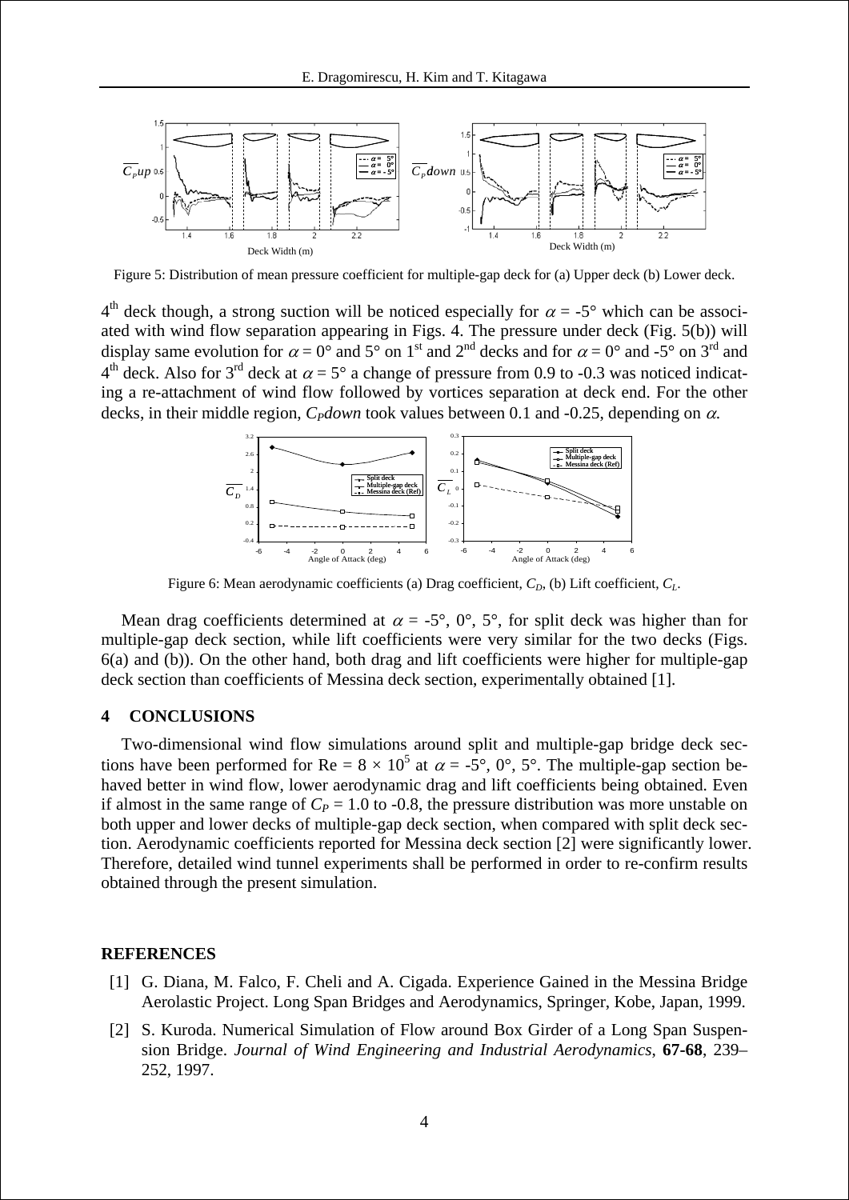1.5
1
$\overline{C_P}up$ 0.5
0
-0.5
1.4 1.6 1.8 2 2.2
Deck Width (m)
α = 5°
α = 0°
α = -5°

1.5
1
$\overline{C_P}down$ 0.5
0
-0.5
-1
1.4 1.6 1.8 2 2.2
Deck Width (m)
α = 5°
α = 0°
α = -5°

Figure 5: Distribution of mean pressure coefficient for multiple-gap deck for (a) Upper deck (b) Lower deck.

4th deck though, a strong suction will be noticed especially for $\alpha$ = -5° which can be associated with wind flow separation appearing in Figs. 4. The pressure under deck (Fig. 5(b)) will display same evolution for $\alpha$ = 0° and 5° on 1st and 2nd decks and for $\alpha$ = 0° and -5° on 3rd and 4th deck. Also for 3rd deck at $\alpha$ = 5° a change of pressure from 0.9 to -0.3 was noticed indicating a re-attachment of wind flow followed by vortices separation at deck end. For the other decks, in their middle region, $C_P down$ took values between 0.1 and -0.25, depending on $\alpha$.

3.2
2.6
2
$\overline{C_D}$ 1.4
0.8
0.2
-0.4
-6 -4 -2 0 2 4 6
Angle of Attack (deg)
Split deck
Multiple-gap deck
Messina deck (Ref)

0.3
0.2
0.1
$\overline{C_L}$ 0
-0.1
-0.2
-0.3
-6 -4 -2 0 2 4 6
Angle of Attack (deg)
Split deck
Multiple-gap deck
Messina deck (Ref)

Figure 6: Mean aerodynamic coefficients (a) Drag coefficient, $C_D$, (b) Lift coefficient, $C_L$.

Mean drag coefficients determined at $\alpha$ = -5°, 0°, 5°, for split deck was higher than for multiple-gap deck section, while lift coefficients were very similar for the two decks (Figs. 6(a) and (b)). On the other hand, both drag and lift coefficients were higher for multiple-gap deck section than coefficients of Messina deck section, experimentally obtained [1].

## 4 CONCLUSIONS

Two-dimensional wind flow simulations around split and multiple-gap bridge deck sections have been performed for Re = $8 \times 10^5$ at $\alpha$ = -5°, 0°, 5°. The multiple-gap section behaved better in wind flow, lower aerodynamic drag and lift coefficients being obtained. Even if almost in the same range of $C_P$ = 1.0 to -0.8, the pressure distribution was more unstable on both upper and lower decks of multiple-gap deck section, when compared with split deck section. Aerodynamic coefficients reported for Messina deck section [2] were significantly lower. Therefore, detailed wind tunnel experiments shall be performed in order to re-confirm results obtained through the present simulation.

## REFERENCES

[1] G. Diana, M. Falco, F. Cheli and A. Cigada. Experience Gained in the Messina Bridge Aerolastic Project. Long Span Bridges and Aerodynamics, Springer, Kobe, Japan, 1999.

[2] S. Kuroda. Numerical Simulation of Flow around Box Girder of a Long Span Suspension Bridge. *Journal of Wind Engineering and Industrial Aerodynamics*, **67-68**, 239–252, 1997.